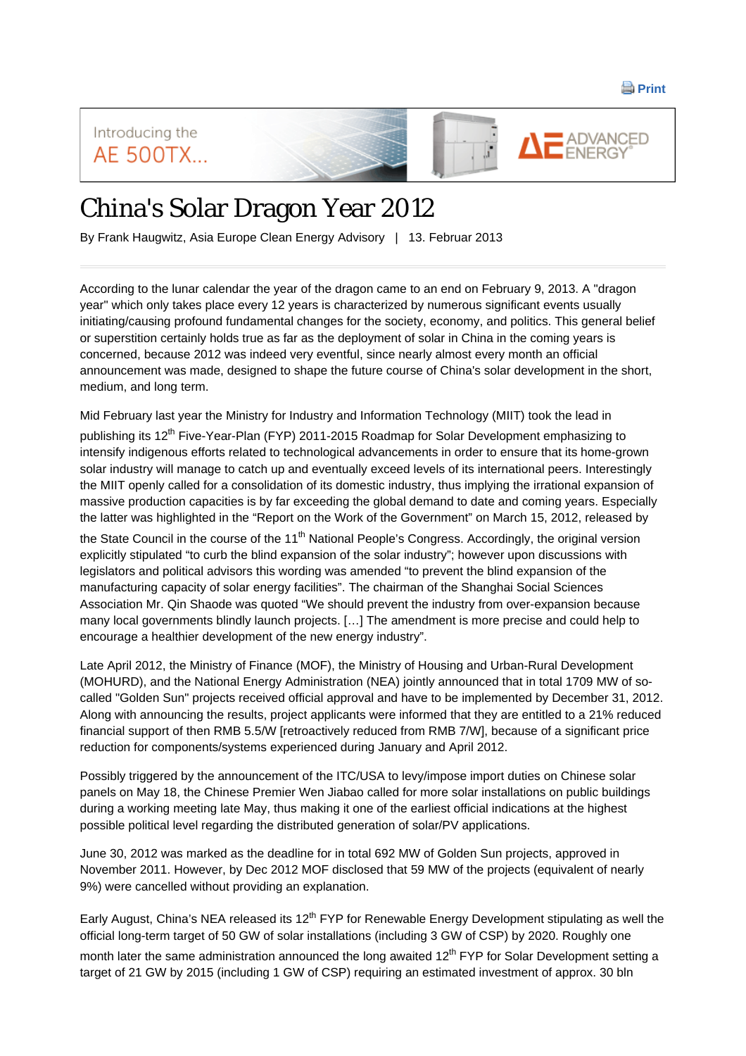# China's Solar Dragon Year 2012

By Frank Haugwitz, Asia Europe Clean Energy Advisory | 13. Februar 2013

According to the lunar calendar the year of the dragon came to an end on February 9, 2013. A "dragon year" which only takes place every 12 years is characterized by numerous significant events usually initiating/causing profound fundamental changes for the society, economy, and politics. This general belief or superstition certainly holds true as far as the deployment of solar in China in the coming years is concerned, because 2012 was indeed very eventful, since nearly almost every month an official announcement was made, designed to shape the future course of China's solar development in the short, medium, and long term.

Mid February last year the Ministry for Industry and Information Technology (MIIT) took the lead in publishing its 12th Five-Year-Plan (FYP) 2011-2015 Roadmap for Solar Development emphasizing to intensify indigenous efforts related to technological advancements in order to ensure that its home-grown solar industry will manage to catch up and eventually exceed levels of its international peers. Interestingly the MIIT openly called for a consolidation of its domestic industry, thus implying the irrational expansion of massive production capacities is by far exceeding the global demand to date and coming years. Especially the latter was highlighted in the "Report on the Work of the Government" on March 15, 2012, released by the State Council in the course of the 11th National People's Congress. Accordingly, the original version explicitly stipulated "to curb the blind expansion of the solar industry"; however upon discussions with legislators and political advisors this wording was amended "to prevent the blind expansion of the manufacturing capacity of solar energy facilities". The chairman of the Shanghai Social Sciences Association Mr. Qin Shaode was quoted "We should prevent the industry from over-expansion because many local governments blindly launch projects. […] The amendment is more precise and could help to encourage a healthier development of the new energy industry".

Late April 2012, the Ministry of Finance (MOF), the Ministry of Housing and Urban-Rural Development (MOHURD), and the National Energy Administration (NEA) jointly announced that in total 1709 MW of so-called "Golden Sun" projects received official approval and have to be implemented by December 31, 2012. Along with announcing the results, project applicants were informed that they are entitled to a 21% reduced financial support of then RMB 5.5/W [retroactively reduced from RMB 7/W], because of a significant price reduction for components/systems experienced during January and April 2012.

Possibly triggered by the announcement of the ITC/USA to levy/impose import duties on Chinese solar panels on May 18, the Chinese Premier Wen Jiabao called for more solar installations on public buildings during a working meeting late May, thus making it one of the earliest official indications on the highest possible political level regarding the distributed generation of solar/PV applications.

June 30, 2012 was marked as the deadline for in total 692 MW of Golden Sun projects, approved in November 2011. However, by Dec 2012 MOF disclosed that 59 MW of the projects (equivalent of nearly 9%) were cancelled without providing an explanation.

Early August, China's NEA released its 12th FYP for Renewable Energy Development stipulating as well the official long-term target of 50 GW of solar installations (including 3 GW of CSP) by 2020. Roughly one month later the same administration announced the long awaited 12th FYP for Solar Development setting a target of 21 GW by 2015 (including 1 GW of CSP) requiring an estimated investment of approx. 30 bln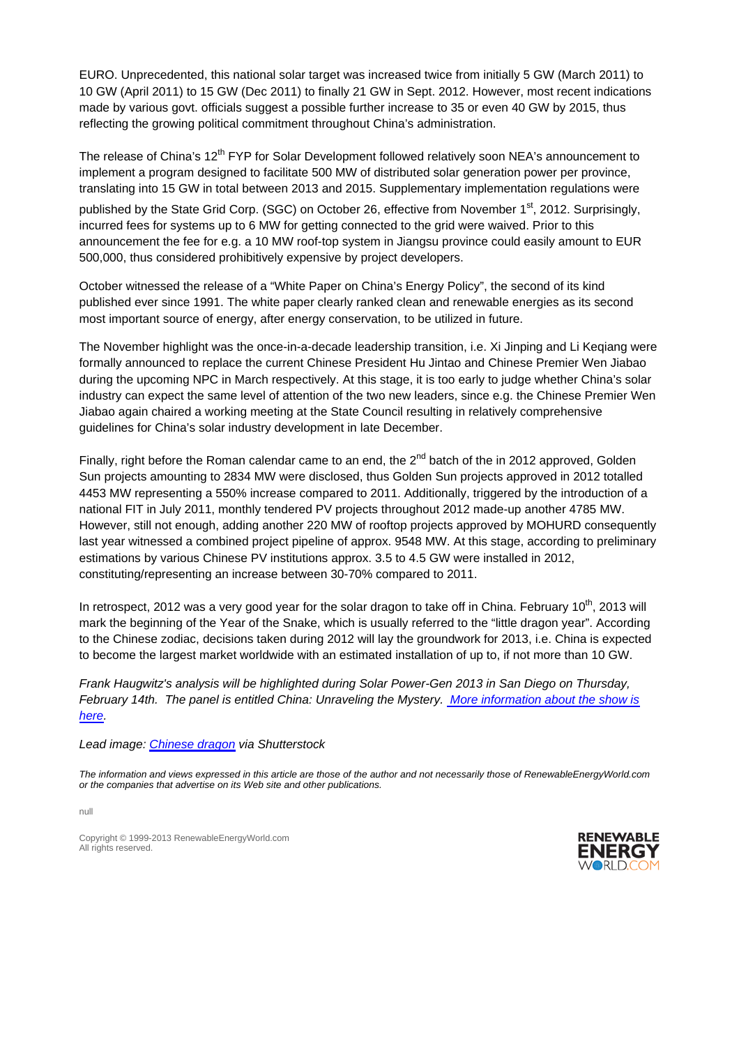EURO. Unprecedented, this national solar target was increased twice from initially 5 GW (March 2011) to 10 GW (April 2011) to 15 GW (Dec 2011) to finally 21 GW in Sept. 2012. However, most recent indications made by various govt. officials suggest a possible further increase to 35 or even 40 GW by 2015, thus reflecting the growing political commitment throughout China's administration.

The release of China's 12th FYP for Solar Development followed relatively soon NEA's announcement to implement a program designed to facilitate 500 MW of distributed solar generation power per province, translating into 15 GW in total between 2013 and 2015. Supplementary implementation regulations were published by the State Grid Corp. (SGC) on October 26, effective from November 1st, 2012. Surprisingly, incurred fees for systems up to 6 MW for getting connected to the grid were waived. Prior to this announcement the fee for e.g. a 10 MW roof-top system in Jiangsu province could easily amount to EUR 500,000, thus considered prohibitively expensive by project developers.

October witnessed the release of a "White Paper on China's Energy Policy", the second of its kind published ever since 1991. The white paper clearly ranked clean and renewable energies as its second most important source of energy, after energy conservation, to be utilized in future.

The November highlight was the once-in-a-decade leadership transition, i.e. Xi Jinping and Li Keqiang were formally announced to replace the current Chinese President Hu Jintao and Chinese Premier Wen Jiabao during the upcoming NPC in March respectively. At this stage, it is too early to judge whether China's solar industry can expect the same level of attention of the two new leaders, since e.g. the Chinese Premier Wen Jiabao again chaired a working meeting at the State Council resulting in relatively comprehensive guidelines for China's solar industry development in late December.

Finally, right before the Roman calendar came to an end, the 2nd batch of the in 2012 approved, Golden Sun projects amounting to 2834 MW were disclosed, thus Golden Sun projects approved in 2012 totalled 4453 MW representing a 550% increase compared to 2011. Additionally, triggered by the introduction of a national FIT in July 2011, monthly tendered PV projects throughout 2012 made-up another 4785 MW. However, still not enough, adding another 220 MW of rooftop projects approved by MOHURD consequently last year witnessed a combined project pipeline of approx. 9548 MW. At this stage, according to preliminary estimations by various Chinese PV institutions approx. 3.5 to 4.5 GW were installed in 2012, constituting/representing an increase between 30-70% compared to 2011.

In retrospect, 2012 was a very good year for the solar dragon to take off in China. February 10th, 2013 will mark the beginning of the Year of the Snake, which is usually referred to the "little dragon year". According to the Chinese zodiac, decisions taken during 2012 will lay the groundwork for 2013, i.e. China is expected to become the largest market worldwide with an estimated installation of up to, if not more than 10 GW.

*Frank Haugwitz's analysis will be highlighted during Solar Power-Gen 2013 in San Diego on Thursday, February 14th. The panel is entitled China: Unraveling the Mystery. [More information about the show is here](#).*

*Lead image: [Chinese dragon](#) via Shutterstock*

*The information and views expressed in this article are those of the author and not necessarily those of RenewableEnergyWorld.com or the companies that advertise on its Web site and other publications.*

null

Copyright © 1999-2013 RenewableEnergyWorld.com
All rights reserved.

RENEWABLE ENERGY WORLD.COM